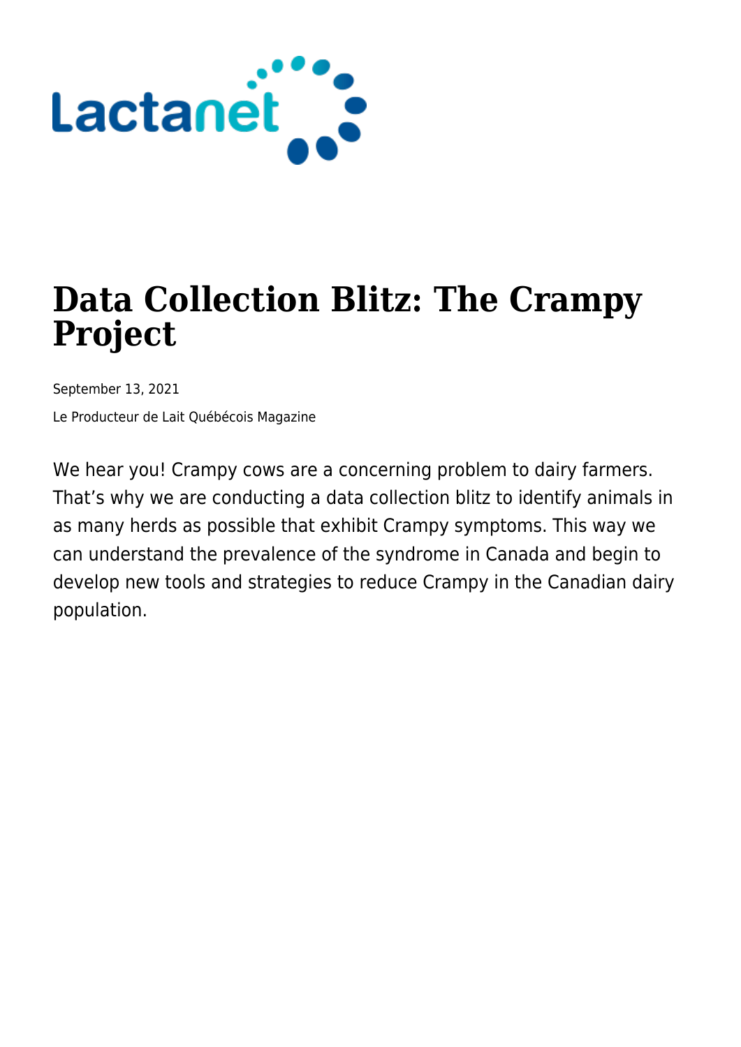Lactanet

# Data Collection Blitz: The Crampy Project

September 13, 2021

Le Producteur de Lait Québécois Magazine

We hear you! Crampy cows are a concerning problem to dairy farmers. That's why we are conducting a data collection blitz to identify animals in as many herds as possible that exhibit Crampy symptoms. This way we can understand the prevalence of the syndrome in Canada and begin to develop new tools and strategies to reduce Crampy in the Canadian dairy population.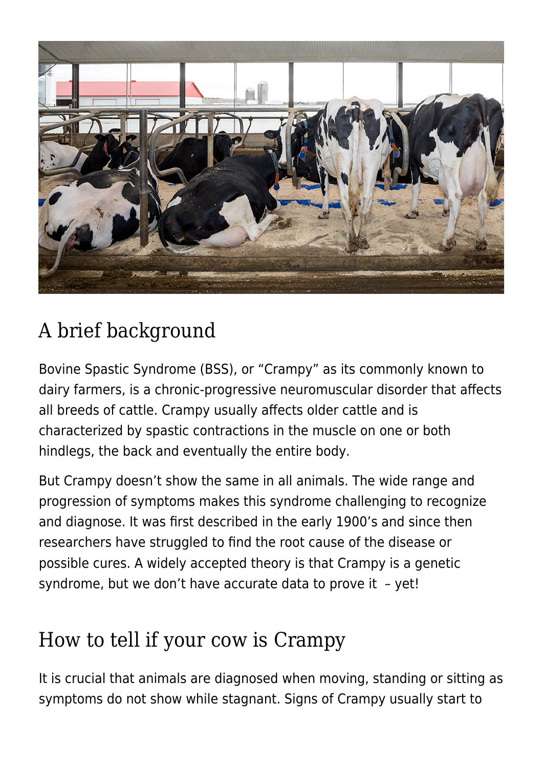## A brief background

Bovine Spastic Syndrome (BSS), or "Crampy" as its commonly known to dairy farmers, is a chronic-progressive neuromuscular disorder that affects all breeds of cattle. Crampy usually affects older cattle and is characterized by spastic contractions in the muscle on one or both hindlegs, the back and eventually the entire body.

But Crampy doesn't show the same in all animals. The wide range and progression of symptoms makes this syndrome challenging to recognize and diagnose. It was first described in the early 1900's and since then researchers have struggled to find the root cause of the disease or possible cures. A widely accepted theory is that Crampy is a genetic syndrome, but we don't have accurate data to prove it – yet!

## How to tell if your cow is Crampy

It is crucial that animals are diagnosed when moving, standing or sitting as symptoms do not show while stagnant. Signs of Crampy usually start to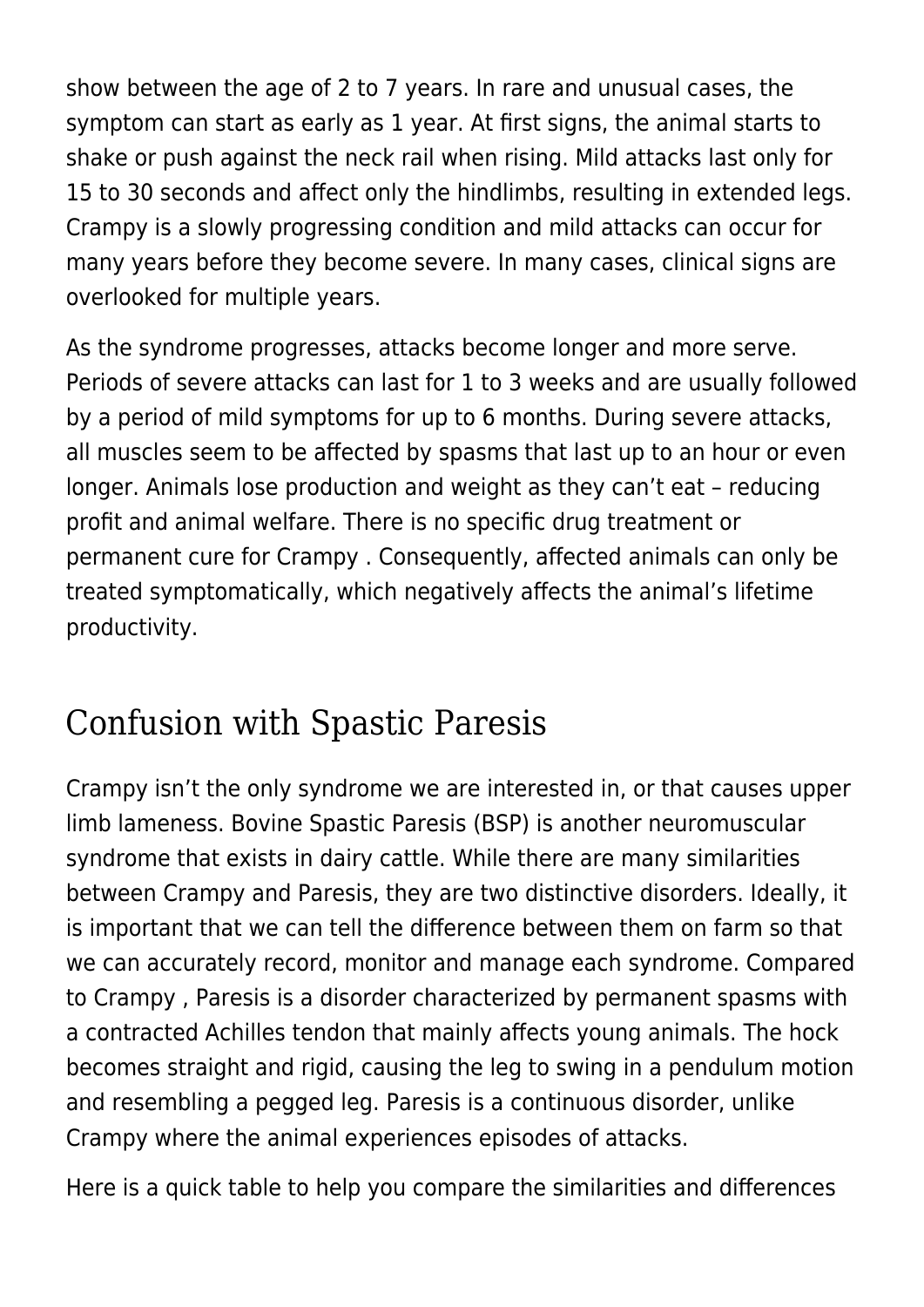show between the age of 2 to 7 years. In rare and unusual cases, the symptom can start as early as 1 year. At first signs, the animal starts to shake or push against the neck rail when rising. Mild attacks last only for 15 to 30 seconds and affect only the hindlimbs, resulting in extended legs. Crampy is a slowly progressing condition and mild attacks can occur for many years before they become severe. In many cases, clinical signs are overlooked for multiple years.

As the syndrome progresses, attacks become longer and more serve. Periods of severe attacks can last for 1 to 3 weeks and are usually followed by a period of mild symptoms for up to 6 months. During severe attacks, all muscles seem to be affected by spasms that last up to an hour or even longer. Animals lose production and weight as they can't eat – reducing profit and animal welfare. There is no specific drug treatment or permanent cure for Crampy . Consequently, affected animals can only be treated symptomatically, which negatively affects the animal's lifetime productivity.

## Confusion with Spastic Paresis

Crampy isn't the only syndrome we are interested in, or that causes upper limb lameness. Bovine Spastic Paresis (BSP) is another neuromuscular syndrome that exists in dairy cattle. While there are many similarities between Crampy and Paresis, they are two distinctive disorders. Ideally, it is important that we can tell the difference between them on farm so that we can accurately record, monitor and manage each syndrome. Compared to Crampy , Paresis is a disorder characterized by permanent spasms with a contracted Achilles tendon that mainly affects young animals. The hock becomes straight and rigid, causing the leg to swing in a pendulum motion and resembling a pegged leg. Paresis is a continuous disorder, unlike Crampy where the animal experiences episodes of attacks.

Here is a quick table to help you compare the similarities and differences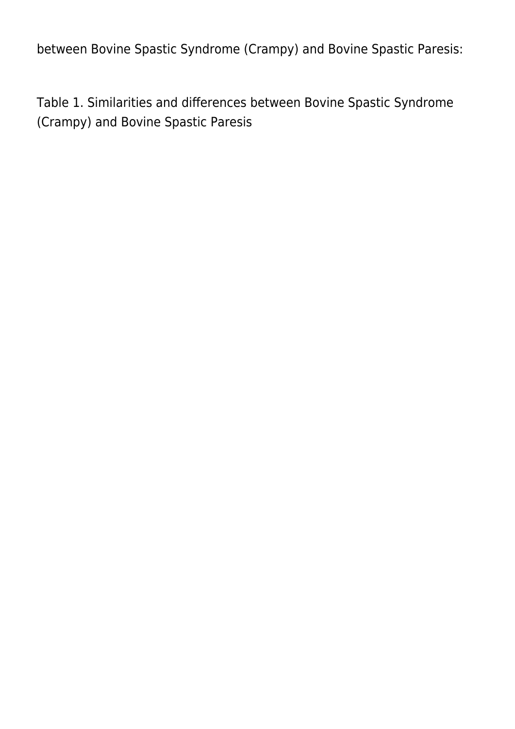between Bovine Spastic Syndrome (Crampy) and Bovine Spastic Paresis:

Table 1. Similarities and differences between Bovine Spastic Syndrome (Crampy) and Bovine Spastic Paresis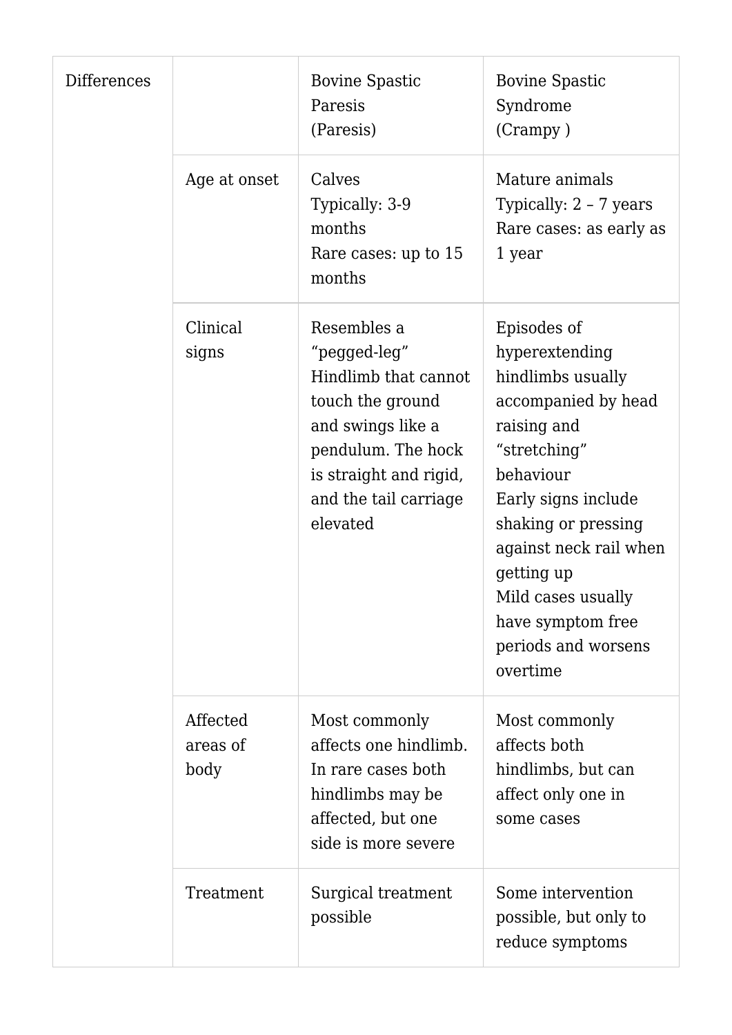| Differences | | Bovine Spastic Paresis (Paresis) | Bovine Spastic Syndrome (Crampy ) |
|---|---|---|---|
| | Age at onset | Calves<br>Typically: 3-9 months<br>Rare cases: up to 15 months | Mature animals<br>Typically: 2 – 7 years<br>Rare cases: as early as 1 year |
| | Clinical signs | Resembles a “pegged-leg” Hindlimb that cannot touch the ground and swings like a pendulum. The hock is straight and rigid, and the tail carriage elevated | Episodes of hyperextending hindlimbs usually accompanied by head raising and “stretching” behaviour<br>Early signs include shaking or pressing against neck rail when getting up<br>Mild cases usually have symptom free periods and worsens overtime |
| | Affected areas of body | Most commonly affects one hindlimb. In rare cases both hindlimbs may be affected, but one side is more severe | Most commonly affects both hindlimbs, but can affect only one in some cases |
| | Treatment | Surgical treatment possible | Some intervention possible, but only to reduce symptoms |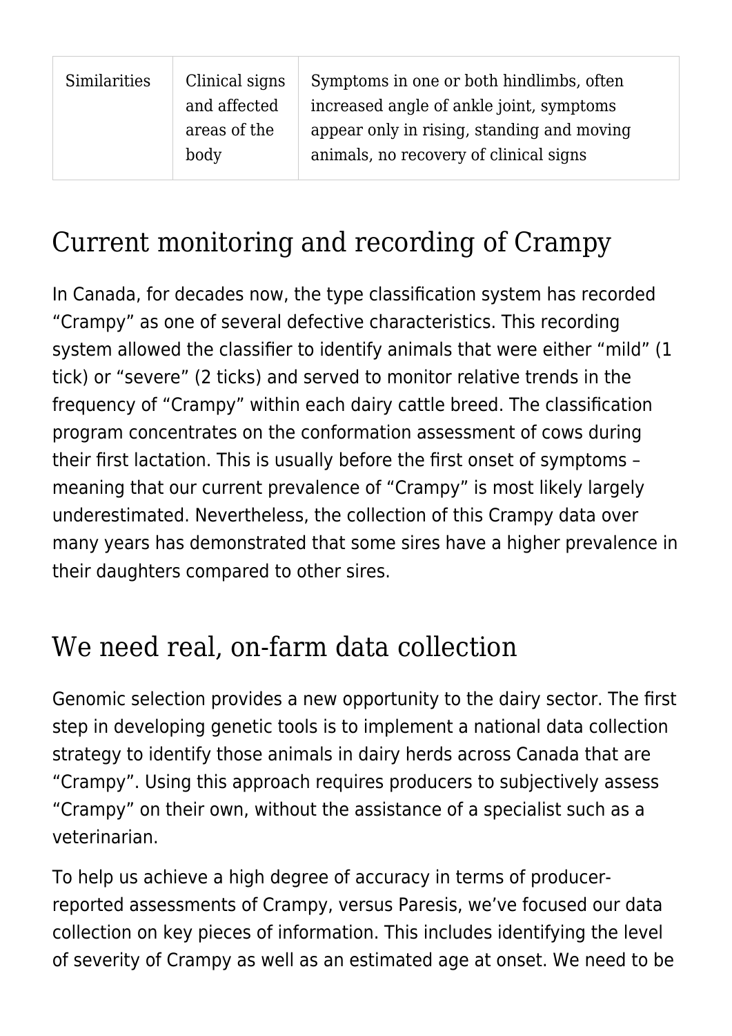| Similarities | Clinical signs and affected areas of the body | Symptoms in one or both hindlimbs, often increased angle of ankle joint, symptoms appear only in rising, standing and moving animals, no recovery of clinical signs |
| --- | --- | --- |

## Current monitoring and recording of Crampy

In Canada, for decades now, the type classification system has recorded "Crampy" as one of several defective characteristics. This recording system allowed the classifier to identify animals that were either "mild" (1 tick) or "severe" (2 ticks) and served to monitor relative trends in the frequency of "Crampy" within each dairy cattle breed. The classification program concentrates on the conformation assessment of cows during their first lactation. This is usually before the first onset of symptoms – meaning that our current prevalence of "Crampy" is most likely largely underestimated. Nevertheless, the collection of this Crampy data over many years has demonstrated that some sires have a higher prevalence in their daughters compared to other sires.

## We need real, on-farm data collection

Genomic selection provides a new opportunity to the dairy sector. The first step in developing genetic tools is to implement a national data collection strategy to identify those animals in dairy herds across Canada that are "Crampy". Using this approach requires producers to subjectively assess "Crampy" on their own, without the assistance of a specialist such as a veterinarian.

To help us achieve a high degree of accuracy in terms of producer-reported assessments of Crampy, versus Paresis, we've focused our data collection on key pieces of information. This includes identifying the level of severity of Crampy as well as an estimated age at onset. We need to be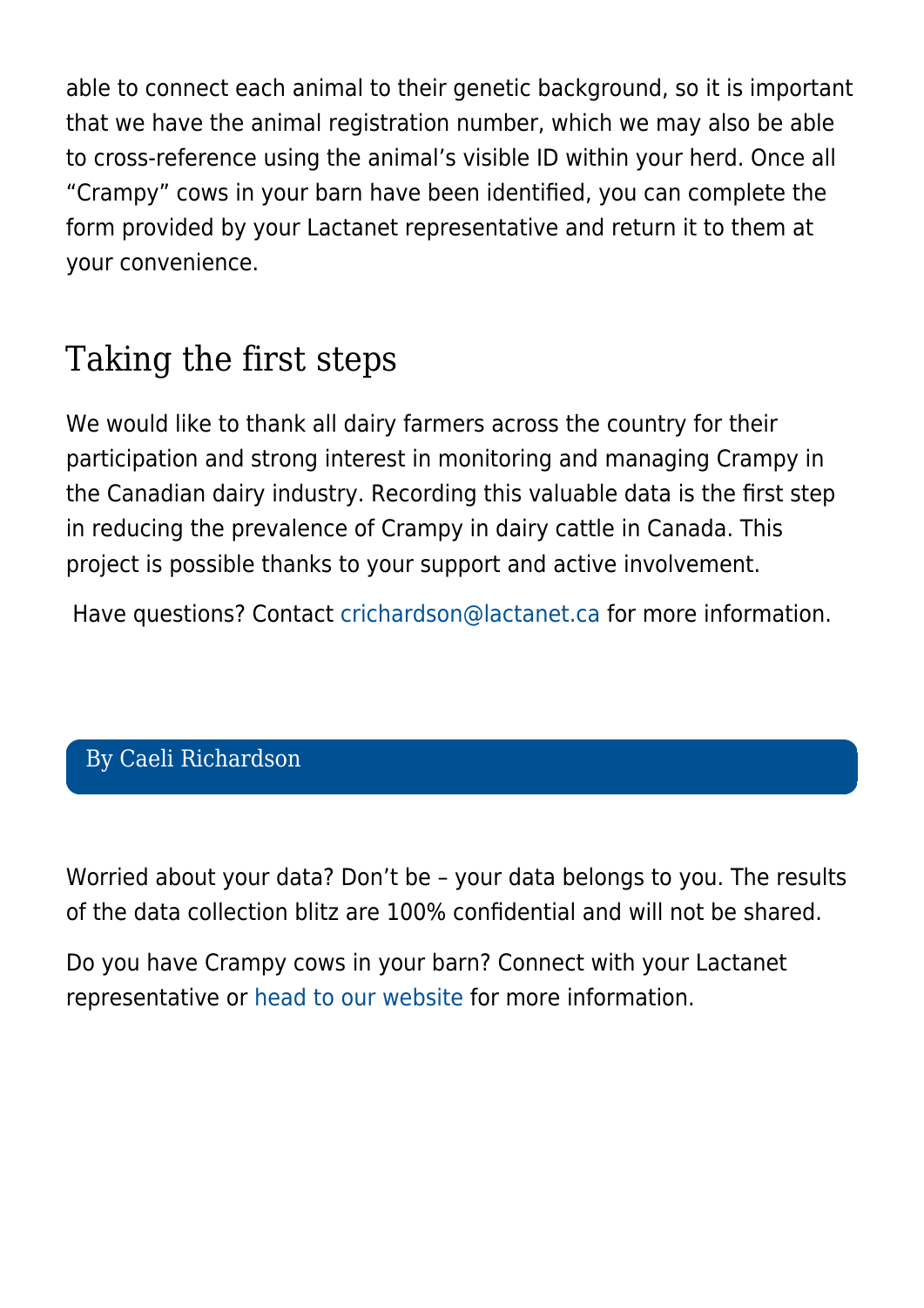able to connect each animal to their genetic background, so it is important that we have the animal registration number, which we may also be able to cross-reference using the animal's visible ID within your herd. Once all "Crampy" cows in your barn have been identified, you can complete the form provided by your Lactanet representative and return it to them at your convenience.

## Taking the first steps

We would like to thank all dairy farmers across the country for their participation and strong interest in monitoring and managing Crampy in the Canadian dairy industry. Recording this valuable data is the first step in reducing the prevalence of Crampy in dairy cattle in Canada. This project is possible thanks to your support and active involvement.

Have questions? Contact crichardson@lactanet.ca for more information.

By Caeli Richardson

Worried about your data? Don't be – your data belongs to you. The results of the data collection blitz are 100% confidential and will not be shared.

Do you have Crampy cows in your barn? Connect with your Lactanet representative or head to our website for more information.